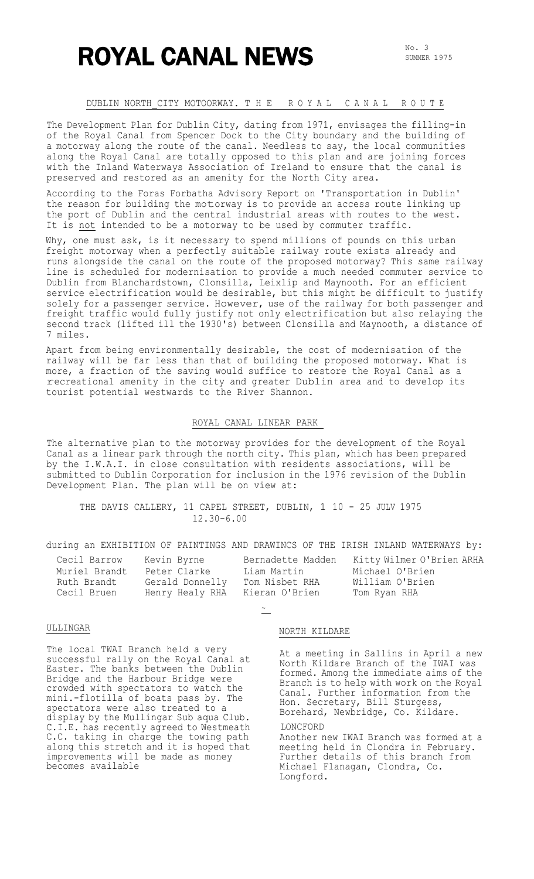# ROYAL CANAL NEWS

No. 3
SUMMER 1975

## DUBLIN NORTH CITY MOTOORWAY. THE ROYAL CANAL ROUTE

The Development Plan for Dublin City, dating from 1971, envisages the filling-in of the Royal Canal from Spencer Dock to the City boundary and the building of a motorway along the route of the canal. Needless to say, the local communities along the Royal Canal are totally opposed to this plan and are joining forces with the Inland Waterways Association of Ireland to ensure that the canal is preserved and restored as an amenity for the North City area.

According to the Foras Forbatha Advisory Report on 'Transportation in Dublin' the reason for building the motorway is to provide an access route linking up the port of Dublin and the central industrial areas with routes to the west. It is not intended to be a motorway to be used by commuter traffic.

Why, one must ask, is it necessary to spend millions of pounds on this urban freight motorway when a perfectly suitable railway route exists already and runs alongside the canal on the route of the proposed motorway? This same railway line is scheduled for modernisation to provide a much needed commuter service to Dublin from Blanchardstown, Clonsilla, Leixlip and Maynooth. For an efficient service electrification would be desirable, but this might be difficult to justify solely for a passenger service. However, use of the railway for both passenger and freight traffic would fully justify not only electrification but also relaying the second track (lifted ill the 1930's) between Clonsilla and Maynooth, a distance of 7 miles.

Apart from being environmentally desirable, the cost of modernisation of the railway will be far less than that of building the proposed motorway. What is more, a fraction of the saving would suffice to restore the Royal Canal as a recreational amenity in the city and greater Dublin area and to develop its tourist potential westwards to the River Shannon.

## ROYAL CANAL LINEAR PARK

The alternative plan to the motorway provides for the development of the Royal Canal as a linear park through the north city. This plan, which has been prepared by the I.W.A.I. in close consultation with residents associations, will be submitted to Dublin Corporation for inclusion in the 1976 revision of the Dublin Development Plan. The plan will be on view at:

THE DAVIS CALLERY, 11 CAPEL STREET, DUBLIN, 1 10 - 25 JULV 1975
12.30-6.00

during an EXHIBITION OF PAINTINGS AND DRAWINCS OF THE IRISH INLAND WATERWAYS by:

| | | | |
|---|---|---|---|
| Cecil Barrow | Kevin Byrne | Bernadette Madden | Kitty Wilmer O'Brien ARHA |
| Muriel Brandt | Peter Clarke | Liam Martin | Michael O'Brien |
| Ruth Brandt | Gerald Donnelly | Tom Nisbet RHA | William O'Brien |
| Cecil Bruen | Henry Healy RHA | Kieran O'Brien | Tom Ryan RHA |

### ULLINGAR

The local TWAI Branch held a very successful rally on the Royal Canal at Easter. The banks between the Dublin Bridge and the Harbour Bridge were crowded with spectators to watch the mini.-flotilla of boats pass by. The spectators were also treated to a display by the Mullingar Sub aqua Club. C.I.E. has recently agreed to Westmeath C.C. taking in charge the towing path along this stretch and it is hoped that improvements will be made as money becomes available

### NORTH KILDARE

At a meeting in Sallins in April a new North Kildare Branch of the IWAI was formed. Among the immediate aims of the Branch is to help with work on the Royal Canal. Further information from the Hon. Secretary, Bill Sturgess, Borehard, Newbridge, Co. Kildare.

### LONCFORD

Another new IWAI Branch was formed at a meeting held in Clondra in February. Further details of this branch from Michael Flanagan, Clondra, Co. Longford.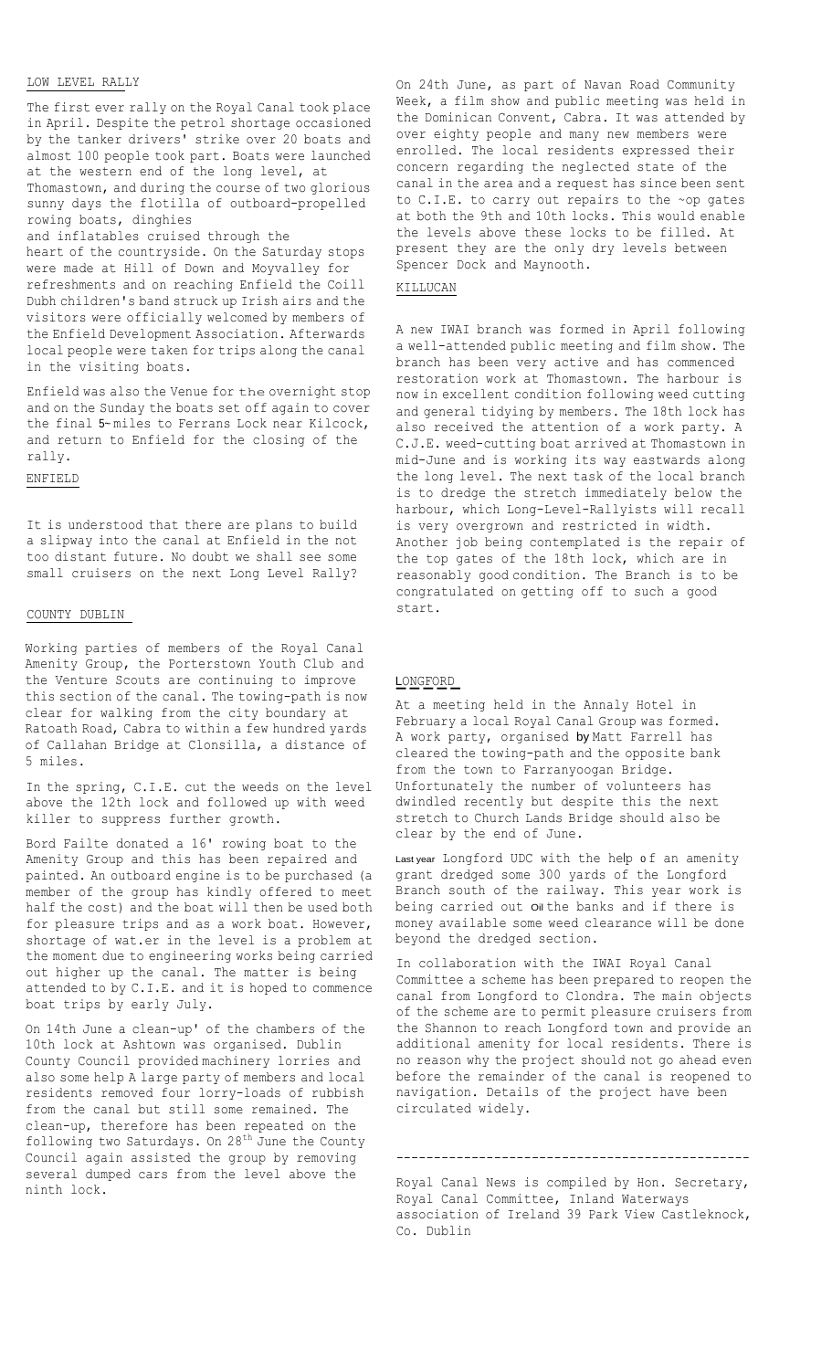## LOW LEVEL RALLY

The first ever rally on the Royal Canal took place in April. Despite the petrol shortage occasioned by the tanker drivers' strike over 20 boats and almost 100 people took part. Boats were launched at the western end of the long level, at Thomastown, and during the course of two glorious sunny days the flotilla of outboard-propelled rowing boats, dinghies and inflatables cruised through the heart of the countryside. On the Saturday stops were made at Hill of Down and Moyvalley for refreshments and on reaching Enfield the Coill Dubh children's band struck up Irish airs and the visitors were officially welcomed by members of the Enfield Development Association. Afterwards local people were taken for trips along the canal in the visiting boats.

Enfield was also the Venue for the overnight stop and on the Sunday the boats set off again to cover the final 5 miles to Ferrans Lock near Kilcock, and return to Enfield for the closing of the rally.

## ENFIELD

It is understood that there are plans to build a slipway into the canal at Enfield in the not too distant future. No doubt we shall see some small cruisers on the next Long Level Rally?

## COUNTY DUBLIN

Working parties of members of the Royal Canal Amenity Group, the Porterstown Youth Club and the Venture Scouts are continuing to improve this section of the canal. The towing-path is now clear for walking from the city boundary at Ratoath Road, Cabra to within a few hundred yards of Callahan Bridge at Clonsilla, a distance of 5 miles.

In the spring, C.I.E. cut the weeds on the level above the 12th lock and followed up with weed killer to suppress further growth.

Bord Failte donated a 16' rowing boat to the Amenity Group and this has been repaired and painted. An outboard engine is to be purchased (a member of the group has kindly offered to meet half the cost) and the boat will then be used both for pleasure trips and as a work boat. However, shortage of wat.er in the level is a problem at the moment due to engineering works being carried out higher up the canal. The matter is being attended to by C.I.E. and it is hoped to commence boat trips by early July.

On 14th June a clean-up' of the chambers of the 10th lock at Ashtown was organised. Dublin County Council provided machinery lorries and also some help A large party of members and local residents removed four lorry-loads of rubbish from the canal but still some remained. The clean-up, therefore has been repeated on the following two Saturdays. On 28th June the County Council again assisted the group by removing several dumped cars from the level above the ninth lock.

On 24th June, as part of Navan Road Community Week, a film show and public meeting was held in the Dominican Convent, Cabra. It was attended by over eighty people and many new members were enrolled. The local residents expressed their concern regarding the neglected state of the canal in the area and a request has since been sent to C.I.E. to carry out repairs to the ~op gates at both the 9th and 10th locks. This would enable the levels above these locks to be filled. At present they are the only dry levels between Spencer Dock and Maynooth.

## KILLUCAN

A new IWAI branch was formed in April following a well-attended public meeting and film show. The branch has been very active and has commenced restoration work at Thomastown. The harbour is now in excellent condition following weed cutting and general tidying by members. The 18th lock has also received the attention of a work party. A C.J.E. weed-cutting boat arrived at Thomastown in mid-June and is working its way eastwards along the long level. The next task of the local branch is to dredge the stretch immediately below the harbour, which Long-Level-Rallyists will recall is very overgrown and restricted in width. Another job being contemplated is the repair of the top gates of the 18th lock, which are in reasonably good condition. The Branch is to be congratulated on getting off to such a good start.

## LONGFORD

At a meeting held in the Annaly Hotel in February a local Royal Canal Group was formed. A work party, organised by Matt Farrell has cleared the towing-path and the opposite bank from the town to Farranyoogan Bridge. Unfortunately the number of volunteers has dwindled recently but despite this the next stretch to Church Lands Bridge should also be clear by the end of June.

Last year Longford UDC with the help of an amenity grant dredged some 300 yards of the Longford Branch south of the railway. This year work is being carried out on the banks and if there is money available some weed clearance will be done beyond the dredged section.

In collaboration with the IWAI Royal Canal Committee a scheme has been prepared to reopen the canal from Longford to Clondra. The main objects of the scheme are to permit pleasure cruisers from the Shannon to reach Longford town and provide an additional amenity for local residents. There is no reason why the project should not go ahead even before the remainder of the canal is reopened to navigation. Details of the project have been circulated widely.

---

Royal Canal News is compiled by Hon. Secretary, Royal Canal Committee, Inland Waterways association of Ireland 39 Park View Castleknock, Co. Dublin